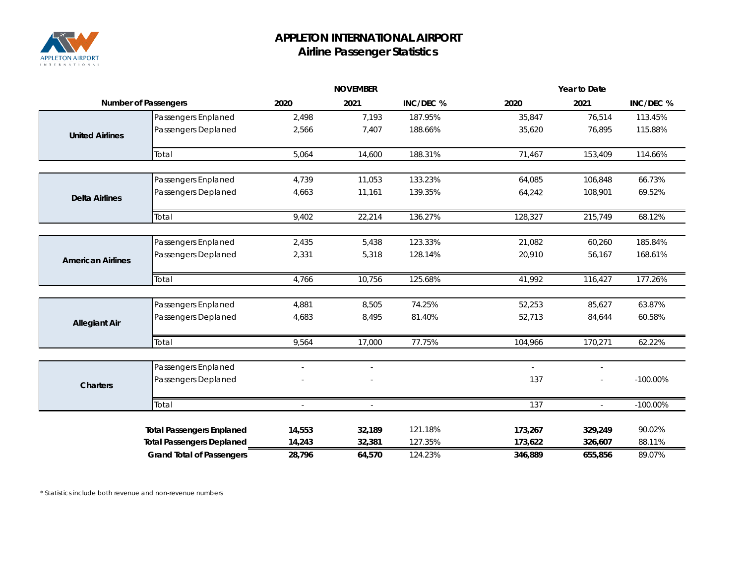# APPLETON INTERNATIONAL AIRPORT
## Airline Passenger Statistics

| Number of Passengers | | NOVEMBER | | | Year to Date | | |
|---|---|---|---|---|---|---|---|
| | | 2020 | 2021 | INC/DEC % | 2020 | 2021 | INC/DEC % |
| **United Airlines** | Passengers Enplaned | 2,498 | 7,193 | 187.95% | 35,847 | 76,514 | 113.45% |
| | Passengers Deplaned | 2,566 | 7,407 | 188.66% | 35,620 | 76,895 | 115.88% |
| | Total | 5,064 | 14,600 | 188.31% | 71,467 | 153,409 | 114.66% |
| **Delta Airlines** | Passengers Enplaned | 4,739 | 11,053 | 133.23% | 64,085 | 106,848 | 66.73% |
| | Passengers Deplaned | 4,663 | 11,161 | 139.35% | 64,242 | 108,901 | 69.52% |
| | Total | 9,402 | 22,214 | 136.27% | 128,327 | 215,749 | 68.12% |
| **American Airlines** | Passengers Enplaned | 2,435 | 5,438 | 123.33% | 21,082 | 60,260 | 185.84% |
| | Passengers Deplaned | 2,331 | 5,318 | 128.14% | 20,910 | 56,167 | 168.61% |
| | Total | 4,766 | 10,756 | 125.68% | 41,992 | 116,427 | 177.26% |
| **Allegiant Air** | Passengers Enplaned | 4,881 | 8,505 | 74.25% | 52,253 | 85,627 | 63.87% |
| | Passengers Deplaned | 4,683 | 8,495 | 81.40% | 52,713 | 84,644 | 60.58% |
| | Total | 9,564 | 17,000 | 77.75% | 104,966 | 170,271 | 62.22% |
| **Charters** | Passengers Enplaned | - | - | | - | - | |
| | Passengers Deplaned | - | - | | 137 | - | -100.00% |
| | Total | - | - | | 137 | - | -100.00% |
| | **Total Passengers Enplaned** | **14,553** | **32,189** | 121.18% | **173,267** | **329,249** | 90.02% |
| | **Total Passengers Deplaned** | **14,243** | **32,381** | 127.35% | **173,622** | **326,607** | 88.11% |
| | **Grand Total of Passengers** | **28,796** | **64,570** | 124.23% | **346,889** | **655,856** | 89.07% |

* Statistics include both revenue and non-revenue numbers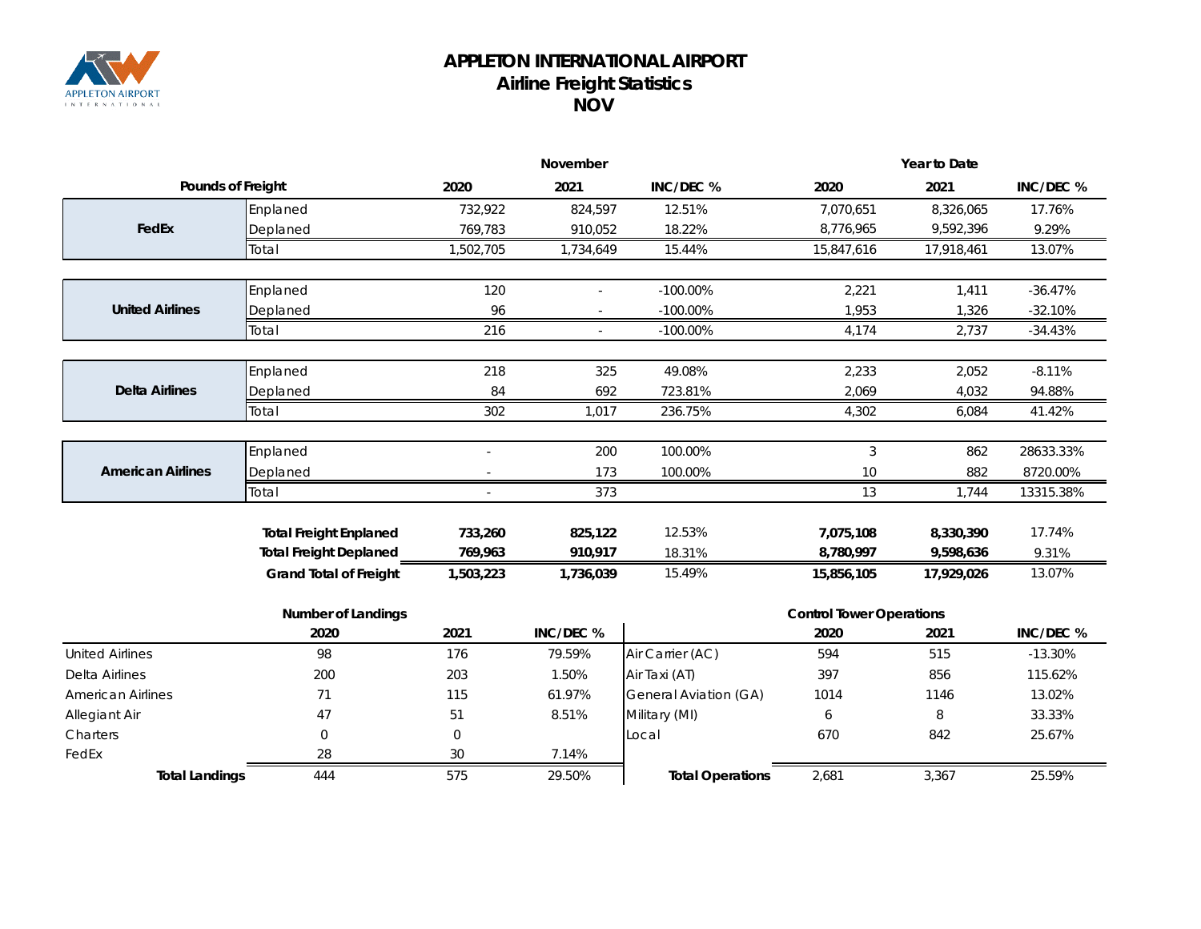# APPLETON INTERNATIONAL AIRPORT
## Airline Freight Statistics
## NOV

| Pounds of Freight | | November 2020 | November 2021 | INC/DEC % | Year to Date 2020 | Year to Date 2021 | INC/DEC % |
|---|---|---|---|---|---|---|---|
| **FedEx** | Enplaned | 732,922 | 824,597 | 12.51% | 7,070,651 | 8,326,065 | 17.76% |
| | Deplaned | 769,783 | 910,052 | 18.22% | 8,776,965 | 9,592,396 | 9.29% |
| | Total | 1,502,705 | 1,734,649 | 15.44% | 15,847,616 | 17,918,461 | 13.07% |
| **United Airlines** | Enplaned | 120 | - | -100.00% | 2,221 | 1,411 | -36.47% |
| | Deplaned | 96 | - | -100.00% | 1,953 | 1,326 | -32.10% |
| | Total | 216 | - | -100.00% | 4,174 | 2,737 | -34.43% |
| **Delta Airlines** | Enplaned | 218 | 325 | 49.08% | 2,233 | 2,052 | -8.11% |
| | Deplaned | 84 | 692 | 723.81% | 2,069 | 4,032 | 94.88% |
| | Total | 302 | 1,017 | 236.75% | 4,302 | 6,084 | 41.42% |
| **American Airlines** | Enplaned | - | 200 | 100.00% | 3 | 862 | 28633.33% |
| | Deplaned | - | 173 | 100.00% | 10 | 882 | 8720.00% |
| | Total | - | 373 | | 13 | 1,744 | 13315.38% |
| | **Total Freight Enplaned** | **733,260** | **825,122** | 12.53% | **7,075,108** | **8,330,390** | 17.74% |
| | **Total Freight Deplaned** | **769,963** | **910,917** | 18.31% | **8,780,997** | **9,598,636** | 9.31% |
| | **Grand Total of Freight** | **1,503,223** | **1,736,039** | 15.49% | **15,856,105** | **17,929,026** | 13.07% |

| Number of Landings | 2020 | 2021 | INC/DEC % |
|---|---|---|---|
| United Airlines | 98 | 176 | 79.59% |
| Delta Airlines | 200 | 203 | 1.50% |
| American Airlines | 71 | 115 | 61.97% |
| Allegiant Air | 47 | 51 | 8.51% |
| Charters | 0 | 0 | |
| FedEx | 28 | 30 | 7.14% |
| **Total Landings** | 444 | 575 | 29.50% |

| Control Tower Operations | 2020 | 2021 | INC/DEC % |
|---|---|---|---|
| Air Carrier (AC) | 594 | 515 | -13.30% |
| Air Taxi (AT) | 397 | 856 | 115.62% |
| General Aviation (GA) | 1014 | 1146 | 13.02% |
| Military (MI) | 6 | 8 | 33.33% |
| Local | 670 | 842 | 25.67% |
| **Total Operations** | 2,681 | 3,367 | 25.59% |